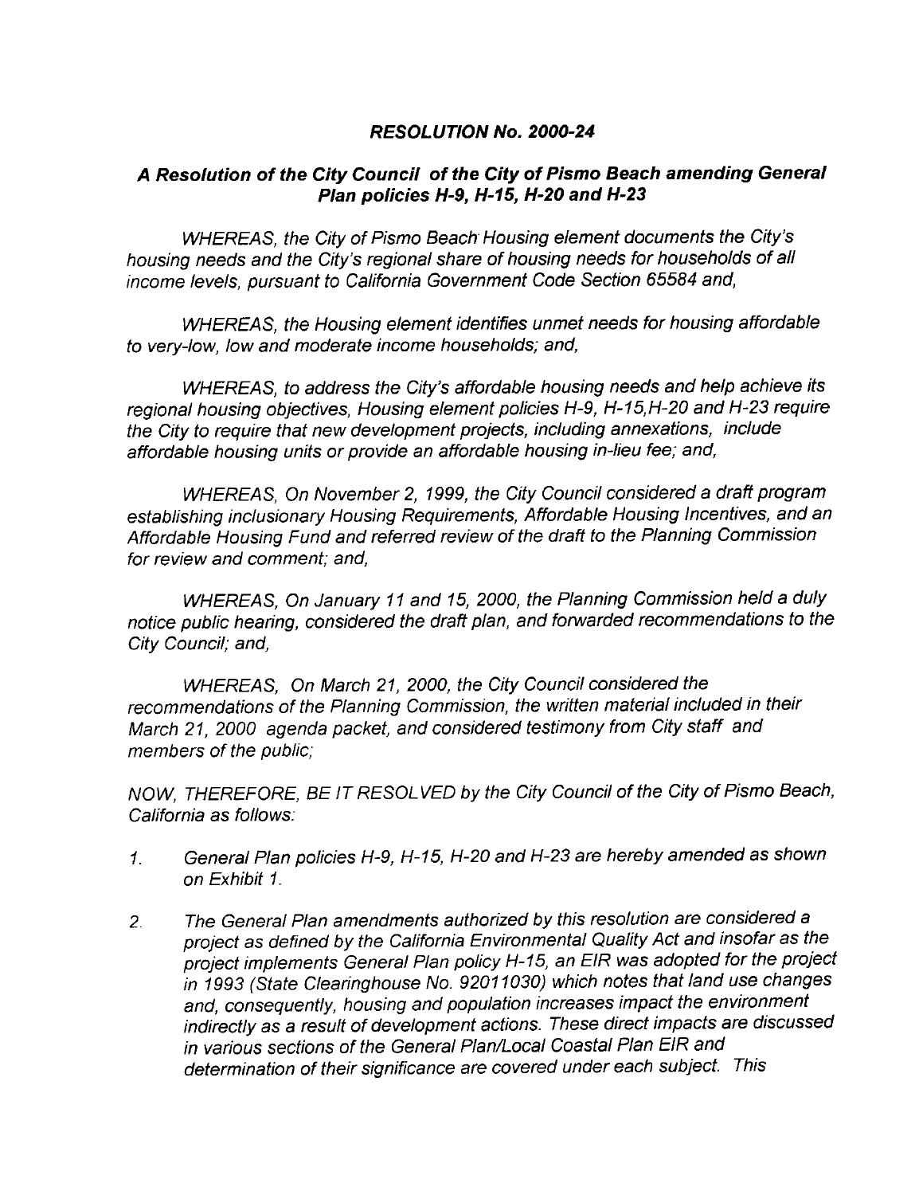# *RESOLUTION No. 2000-24*

## *A Resolution of the City Council of the City of Pismo Beach amending General Plan policies H-9, H-15, H-20 and H-23*

*WHEREAS, the City of Pismo Beach Housing element documents the City's housing needs and the City's regional share of housing needs for households of all income levels, pursuant to California Government Code Section 65584 and,*

*WHEREAS, the Housing element identifies unmet needs for housing affordable to very-low, low and moderate income households; and,*

*WHEREAS, to address the City's affordable housing needs and help achieve its regional housing objectives, Housing element policies H-9, H-15,H-20 and H-23 require the City to require that new development projects, including annexations, include affordable housing units or provide an affordable housing in-lieu fee; and,*

*WHEREAS, On November 2, 1999, the City Council considered a draft program establishing inclusionary Housing Requirements, Affordable Housing Incentives, and an Affordable Housing Fund and referred review of the draft to the Planning Commission for review and comment; and,*

*WHEREAS, On January 11 and 15, 2000, the Planning Commission held a duly notice public hearing, considered the draft plan, and forwarded recommendations to the City Council; and,*

*WHEREAS, On March 21, 2000, the City Council considered the recommendations of the Planning Commission, the written material included in their March 21, 2000 agenda packet, and considered testimony from City staff and members of the public;*

*NOW, THEREFORE, BE IT RESOLVED by the City Council of the City of Pismo Beach, California as follows:*

1. *General Plan policies H-9, H-15, H-20 and H-23 are hereby amended as shown on Exhibit 1.*

2. *The General Plan amendments authorized by this resolution are considered a project as defined by the California Environmental Quality Act and insofar as the project implements General Plan policy H-15, an EIR was adopted for the project in 1993 (State Clearinghouse No. 92011030) which notes that land use changes and, consequently, housing and population increases impact the environment indirectly as a result of development actions. These direct impacts are discussed in various sections of the General Plan/Local Coastal Plan EIR and determination of their significance are covered under each subject. This*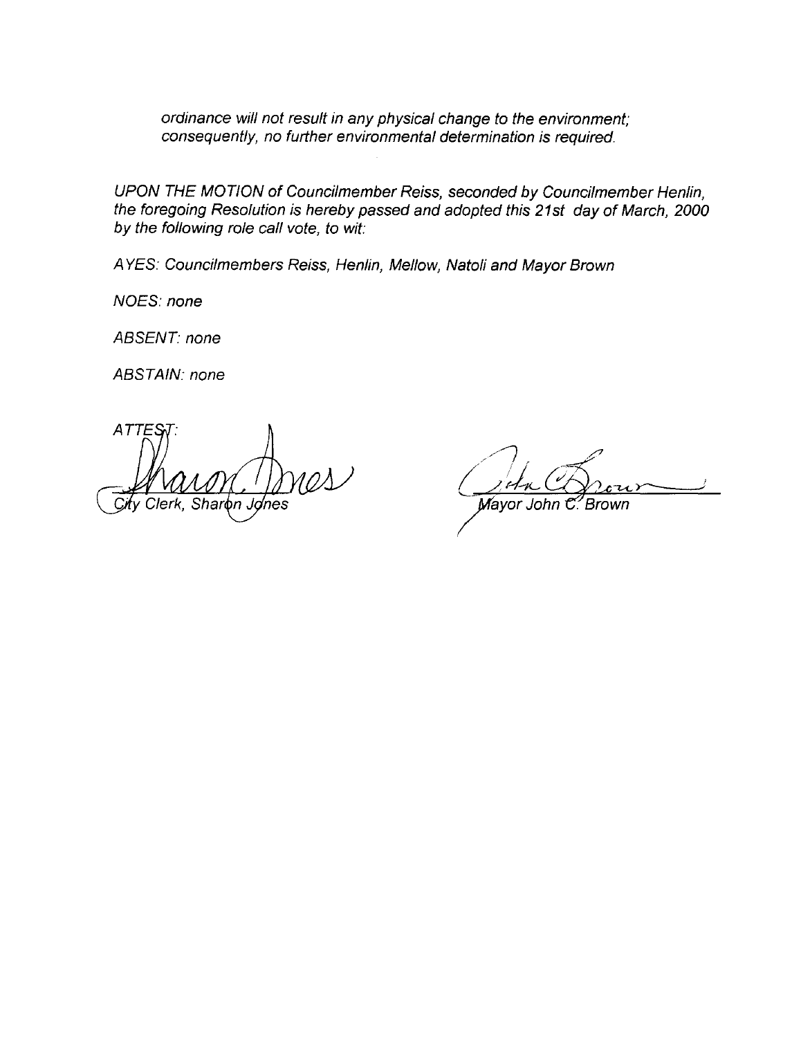*ordinance will not result in any physical change to the environment; consequently, no further environmental determination is required.*

*UPON THE MOTION of Councilmember Reiss, seconded by Councilmember Henlin, the foregoing Resolution is hereby passed and adopted this 21st day of March, 2000 by the following role call vote, to wit:*

*AYES: Councilmembers Reiss, Henlin, Mellow, Natoli and Mayor Brown*

*NOES: none*

*ABSENT: none*

*ABSTAIN: none*

*ATTEST:*

*City Clerk, Sharon Jones*

*Mayor John C. Brown*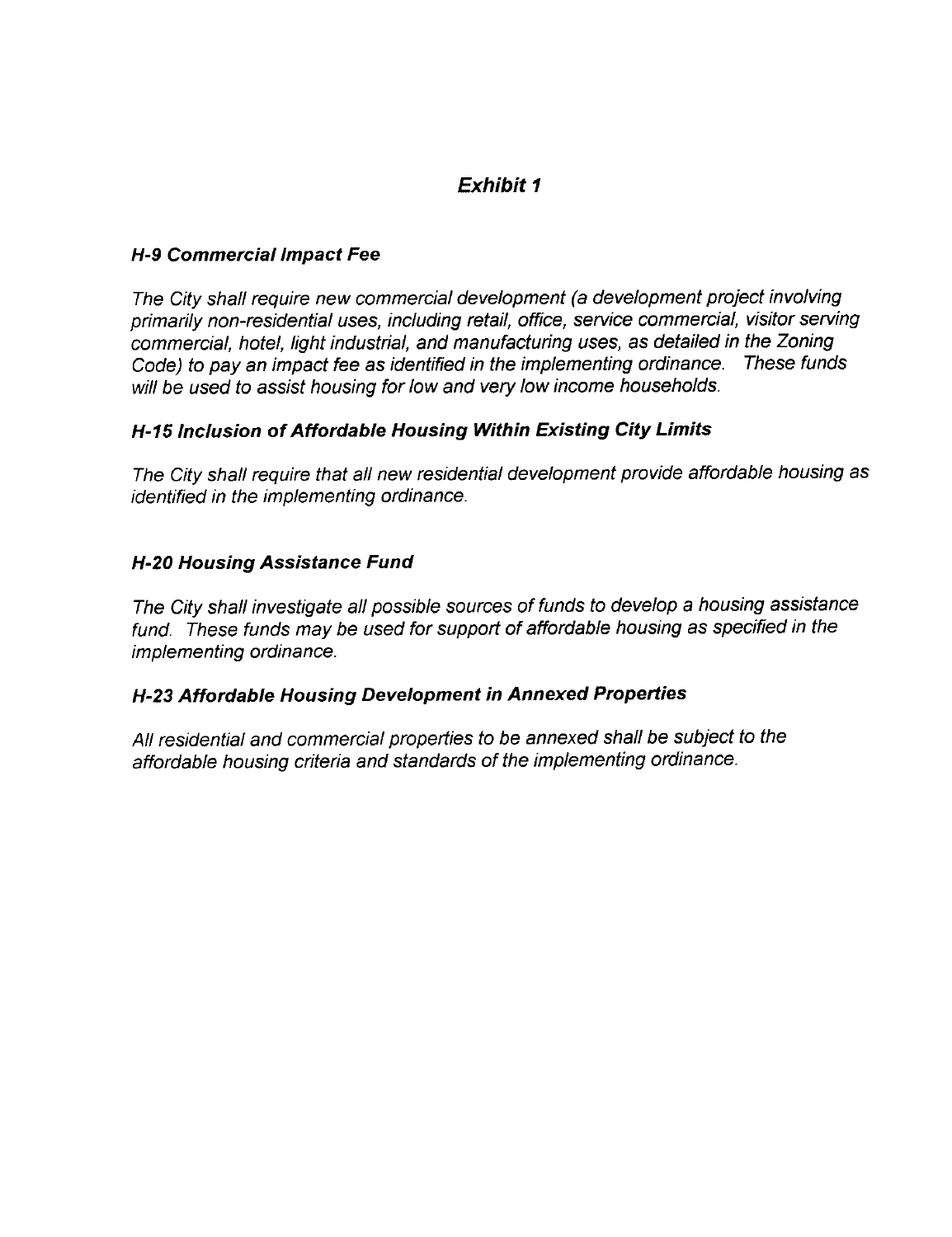# *Exhibit 1*

### *H-9 Commercial Impact Fee*

*The City shall require new commercial development (a development project involving primarily non-residential uses, including retail, office, service commercial, visitor serving commercial, hotel, light industrial, and manufacturing uses, as detailed in the Zoning Code) to pay an impact fee as identified in the implementing ordinance. These funds will be used to assist housing for low and very low income households.*

### *H-15 Inclusion of Affordable Housing Within Existing City Limits*

*The City shall require that all new residential development provide affordable housing as identified in the implementing ordinance.*

### *H-20 Housing Assistance Fund*

*The City shall investigate all possible sources of funds to develop a housing assistance fund. These funds may be used for support of affordable housing as specified in the implementing ordinance.*

### *H-23 Affordable Housing Development in Annexed Properties*

*All residential and commercial properties to be annexed shall be subject to the affordable housing criteria and standards of the implementing ordinance.*